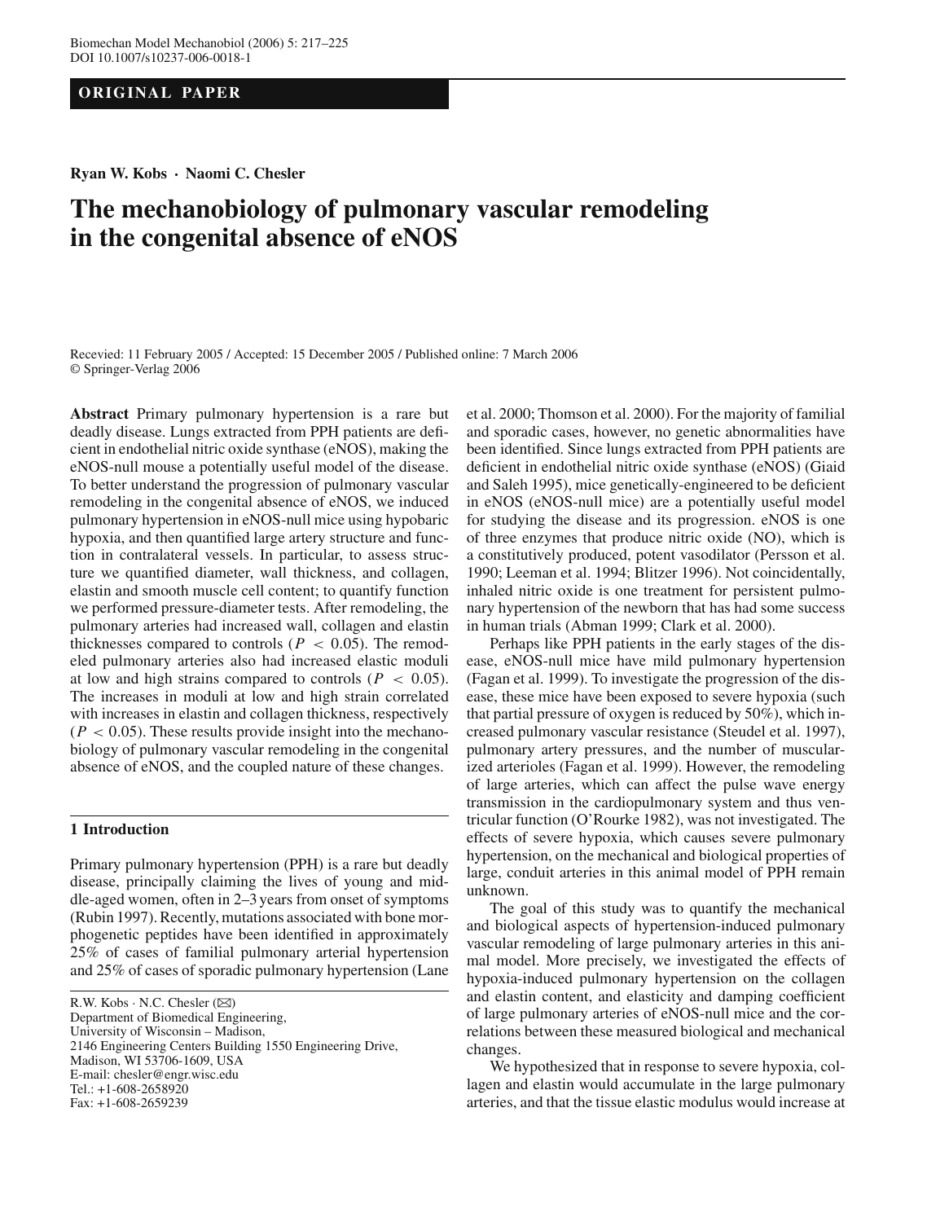ORIGINAL PAPER

**Ryan W. Kobs · Naomi C. Chesler**

# The mechanobiology of pulmonary vascular remodeling in the congenital absence of eNOS

Recevied: 11 February 2005 / Accepted: 15 December 2005 / Published online: 7 March 2006
© Springer-Verlag 2006

**Abstract** Primary pulmonary hypertension is a rare but deadly disease. Lungs extracted from PPH patients are deficient in endothelial nitric oxide synthase (eNOS), making the eNOS-null mouse a potentially useful model of the disease. To better understand the progression of pulmonary vascular remodeling in the congenital absence of eNOS, we induced pulmonary hypertension in eNOS-null mice using hypobaric hypoxia, and then quantified large artery structure and function in contralateral vessels. In particular, to assess structure we quantified diameter, wall thickness, and collagen, elastin and smooth muscle cell content; to quantify function we performed pressure-diameter tests. After remodeling, the pulmonary arteries had increased wall, collagen and elastin thicknesses compared to controls ($P < 0.05$). The remodeled pulmonary arteries also had increased elastic moduli at low and high strains compared to controls ($P < 0.05$). The increases in moduli at low and high strain correlated with increases in elastin and collagen thickness, respectively ($P < 0.05$). These results provide insight into the mechanobiology of pulmonary vascular remodeling in the congenital absence of eNOS, and the coupled nature of these changes.

## 1 Introduction

Primary pulmonary hypertension (PPH) is a rare but deadly disease, principally claiming the lives of young and middle-aged women, often in 2–3 years from onset of symptoms (Rubin 1997). Recently, mutations associated with bone morphogenetic peptides have been identified in approximately 25% of cases of familial pulmonary arterial hypertension and 25% of cases of sporadic pulmonary hypertension (Lane et al. 2000; Thomson et al. 2000). For the majority of familial and sporadic cases, however, no genetic abnormalities have been identified. Since lungs extracted from PPH patients are deficient in endothelial nitric oxide synthase (eNOS) (Giaid and Saleh 1995), mice genetically-engineered to be deficient in eNOS (eNOS-null mice) are a potentially useful model for studying the disease and its progression. eNOS is one of three enzymes that produce nitric oxide (NO), which is a constitutively produced, potent vasodilator (Persson et al. 1990; Leeman et al. 1994; Blitzer 1996). Not coincidentally, inhaled nitric oxide is one treatment for persistent pulmonary hypertension of the newborn that has had some success in human trials (Abman 1999; Clark et al. 2000).

Perhaps like PPH patients in the early stages of the disease, eNOS-null mice have mild pulmonary hypertension (Fagan et al. 1999). To investigate the progression of the disease, these mice have been exposed to severe hypoxia (such that partial pressure of oxygen is reduced by 50%), which increased pulmonary vascular resistance (Steudel et al. 1997), pulmonary artery pressures, and the number of muscularized arterioles (Fagan et al. 1999). However, the remodeling of large arteries, which can affect the pulse wave energy transmission in the cardiopulmonary system and thus ventricular function (O'Rourke 1982), was not investigated. The effects of severe hypoxia, which causes severe pulmonary hypertension, on the mechanical and biological properties of large, conduit arteries in this animal model of PPH remain unknown.

The goal of this study was to quantify the mechanical and biological aspects of hypertension-induced pulmonary vascular remodeling of large pulmonary arteries in this animal model. More precisely, we investigated the effects of hypoxia-induced pulmonary hypertension on the collagen and elastin content, and elasticity and damping coefficient of large pulmonary arteries of eNOS-null mice and the correlations between these measured biological and mechanical changes.

We hypothesized that in response to severe hypoxia, collagen and elastin would accumulate in the large pulmonary arteries, and that the tissue elastic modulus would increase at

R.W. Kobs · N.C. Chesler (✉)
Department of Biomedical Engineering,
University of Wisconsin – Madison,
2146 Engineering Centers Building 1550 Engineering Drive,
Madison, WI 53706-1609, USA
E-mail: chesler@engr.wisc.edu
Tel.: +1-608-2658920
Fax: +1-608-2659239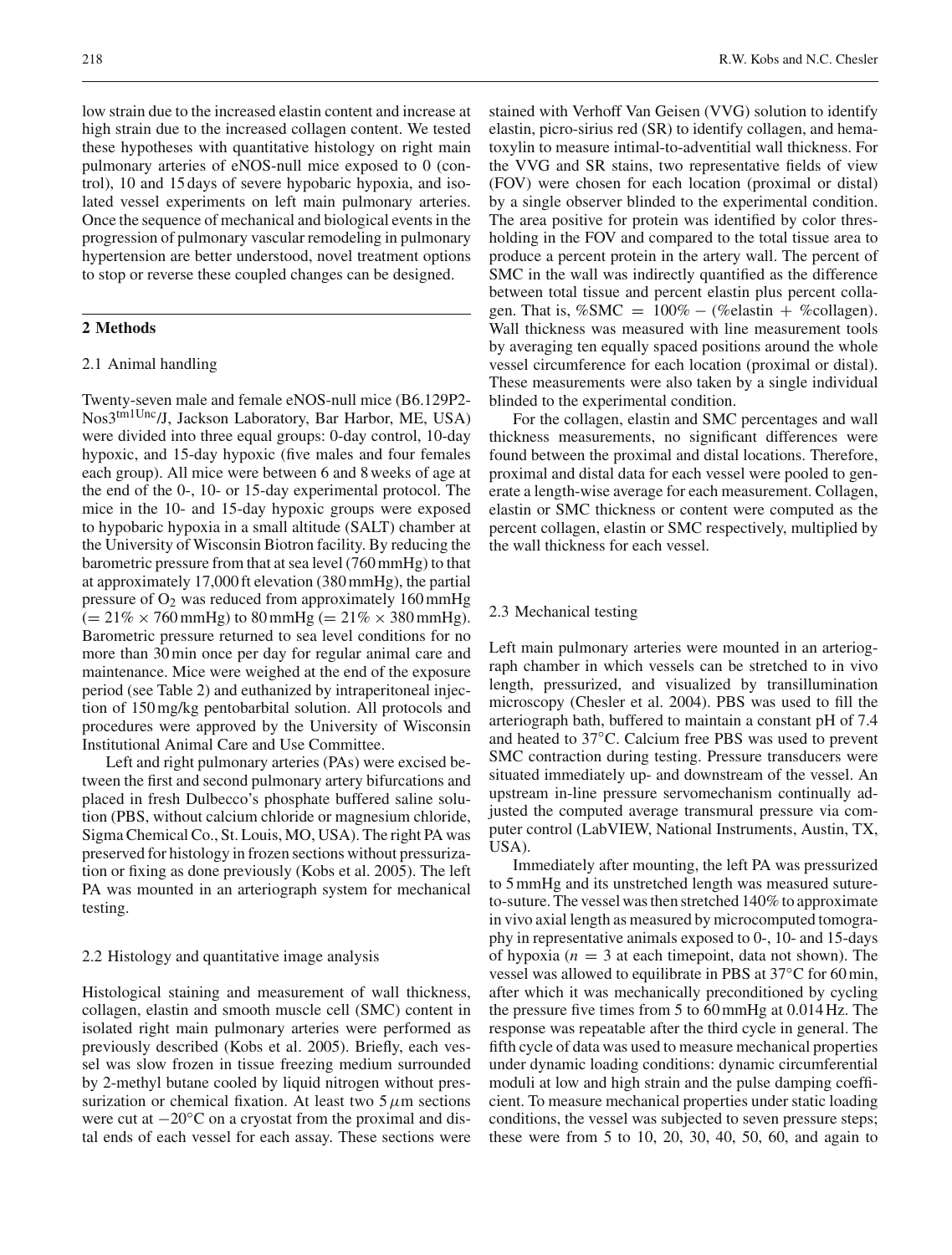low strain due to the increased elastin content and increase at high strain due to the increased collagen content. We tested these hypotheses with quantitative histology on right main pulmonary arteries of eNOS-null mice exposed to 0 (control), 10 and 15 days of severe hypobaric hypoxia, and isolated vessel experiments on left main pulmonary arteries. Once the sequence of mechanical and biological events in the progression of pulmonary vascular remodeling in pulmonary hypertension are better understood, novel treatment options to stop or reverse these coupled changes can be designed.

## 2 Methods

### 2.1 Animal handling

Twenty-seven male and female eNOS-null mice (B6.129P2-Nos3[tm1Unc]/J, Jackson Laboratory, Bar Harbor, ME, USA) were divided into three equal groups: 0-day control, 10-day hypoxic, and 15-day hypoxic (five males and four females each group). All mice were between 6 and 8 weeks of age at the end of the 0-, 10- or 15-day experimental protocol. The mice in the 10- and 15-day hypoxic groups were exposed to hypobaric hypoxia in a small altitude (SALT) chamber at the University of Wisconsin Biotron facility. By reducing the barometric pressure from that at sea level (760 mmHg) to that at approximately 17,000 ft elevation (380 mmHg), the partial pressure of $O_2$ was reduced from approximately 160 mmHg ($= 21\% \times 760$ mmHg) to 80 mmHg ($= 21\% \times 380$ mmHg). Barometric pressure returned to sea level conditions for no more than 30 min once per day for regular animal care and maintenance. Mice were weighed at the end of the exposure period (see Table 2) and euthanized by intraperitoneal injection of 150 mg/kg pentobarbital solution. All protocols and procedures were approved by the University of Wisconsin Institutional Animal Care and Use Committee.

Left and right pulmonary arteries (PAs) were excised between the first and second pulmonary artery bifurcations and placed in fresh Dulbecco's phosphate buffered saline solution (PBS, without calcium chloride or magnesium chloride, Sigma Chemical Co., St. Louis, MO, USA). The right PA was preserved for histology in frozen sections without pressurization or fixing as done previously (Kobs et al. 2005). The left PA was mounted in an arteriograph system for mechanical testing.

### 2.2 Histology and quantitative image analysis

Histological staining and measurement of wall thickness, collagen, elastin and smooth muscle cell (SMC) content in isolated right main pulmonary arteries were performed as previously described (Kobs et al. 2005). Briefly, each vessel was slow frozen in tissue freezing medium surrounded by 2-methyl butane cooled by liquid nitrogen without pressurization or chemical fixation. At least two 5 $\mu$m sections were cut at $-20$°C on a cryostat from the proximal and distal ends of each vessel for each assay. These sections were stained with Verhoff Van Geisen (VVG) solution to identify elastin, picro-sirius red (SR) to identify collagen, and hematoxylin to measure intimal-to-adventitial wall thickness. For the VVG and SR stains, two representative fields of view (FOV) were chosen for each location (proximal or distal) by a single observer blinded to the experimental condition. The area positive for protein was identified by color thresholding in the FOV and compared to the total tissue area to produce a percent protein in the artery wall. The percent of SMC in the wall was indirectly quantified as the difference between total tissue and percent elastin plus percent collagen. That is, $\%\text{SMC} = 100\% - (\%\text{elastin} + \%\text{collagen})$. Wall thickness was measured with line measurement tools by averaging ten equally spaced positions around the whole vessel circumference for each location (proximal or distal). These measurements were also taken by a single individual blinded to the experimental condition.

For the collagen, elastin and SMC percentages and wall thickness measurements, no significant differences were found between the proximal and distal locations. Therefore, proximal and distal data for each vessel were pooled to generate a length-wise average for each measurement. Collagen, elastin or SMC thickness or content were computed as the percent collagen, elastin or SMC respectively, multiplied by the wall thickness for each vessel.

### 2.3 Mechanical testing

Left main pulmonary arteries were mounted in an arteriograph chamber in which vessels can be stretched to in vivo length, pressurized, and visualized by transillumination microscopy (Chesler et al. 2004). PBS was used to fill the arteriograph bath, buffered to maintain a constant pH of 7.4 and heated to 37°C. Calcium free PBS was used to prevent SMC contraction during testing. Pressure transducers were situated immediately up- and downstream of the vessel. An upstream in-line pressure servomechanism continually adjusted the computed average transmural pressure via computer control (LabVIEW, National Instruments, Austin, TX, USA).

Immediately after mounting, the left PA was pressurized to 5 mmHg and its unstretched length was measured suture-to-suture. The vessel was then stretched 140% to approximate in vivo axial length as measured by microcomputed tomography in representative animals exposed to 0-, 10- and 15-days of hypoxia ($n = 3$ at each timepoint, data not shown). The vessel was allowed to equilibrate in PBS at 37°C for 60 min, after which it was mechanically preconditioned by cycling the pressure five times from 5 to 60 mmHg at 0.014 Hz. The response was repeatable after the third cycle in general. The fifth cycle of data was used to measure mechanical properties under dynamic loading conditions: dynamic circumferential moduli at low and high strain and the pulse damping coefficient. To measure mechanical properties under static loading conditions, the vessel was subjected to seven pressure steps; these were from 5 to 10, 20, 30, 40, 50, 60, and again to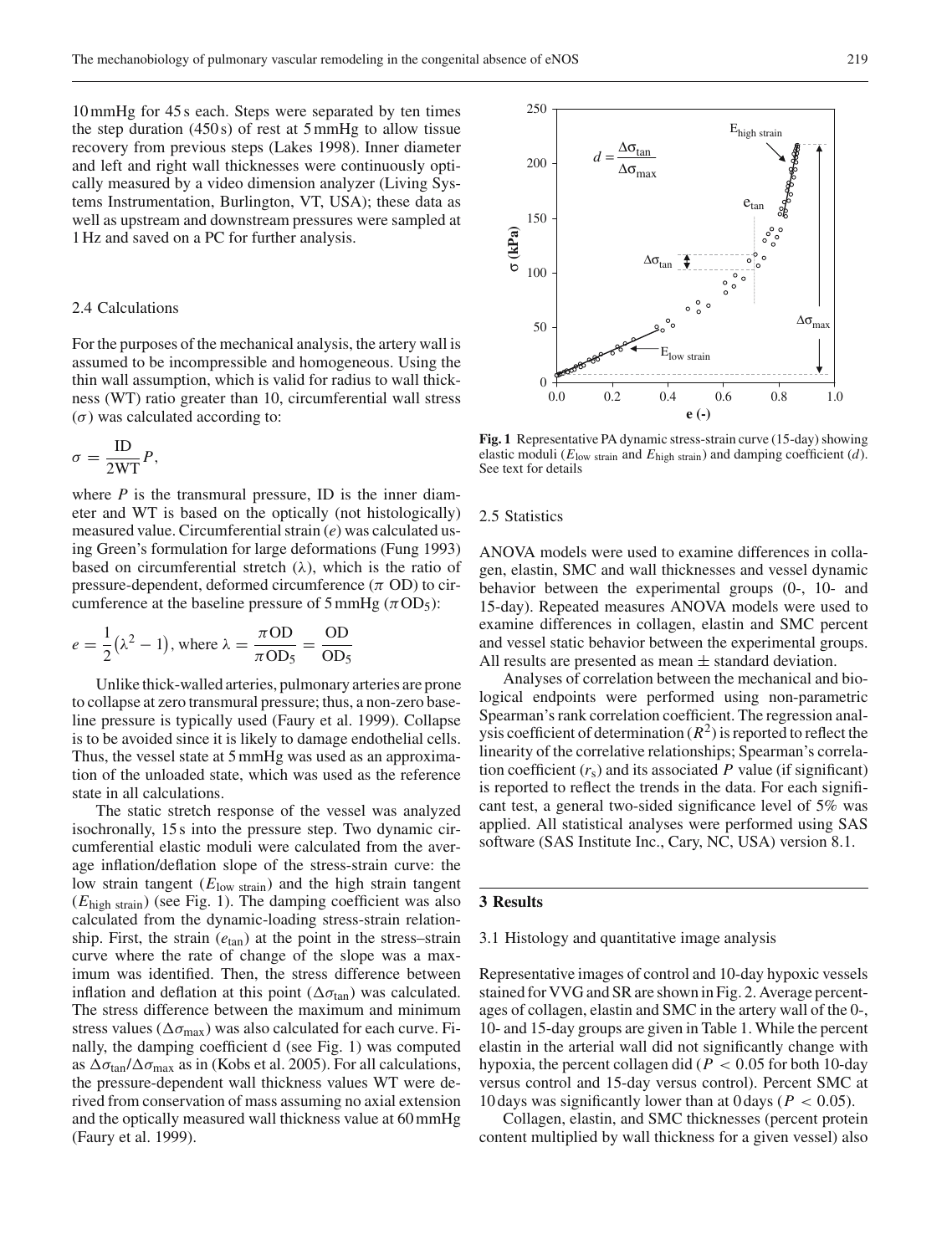10 mmHg for 45 s each. Steps were separated by ten times the step duration (450 s) of rest at 5 mmHg to allow tissue recovery from previous steps (Lakes 1998). Inner diameter and left and right wall thicknesses were continuously optically measured by a video dimension analyzer (Living Systems Instrumentation, Burlington, VT, USA); these data as well as upstream and downstream pressures were sampled at 1 Hz and saved on a PC for further analysis.

### 2.4 Calculations

For the purposes of the mechanical analysis, the artery wall is assumed to be incompressible and homogeneous. Using the thin wall assumption, which is valid for radius to wall thickness (WT) ratio greater than 10, circumferential wall stress ($\sigma$) was calculated according to:

$$\sigma = \frac{\text{ID}}{2\text{WT}} P,$$

where $P$ is the transmural pressure, ID is the inner diameter and WT is based on the optically (not histologically) measured value. Circumferential strain ($e$) was calculated using Green's formulation for large deformations (Fung 1993) based on circumferential stretch ($\lambda$), which is the ratio of pressure-dependent, deformed circumference ($\pi$ OD) to circumference at the baseline pressure of 5 mmHg ($\pi \text{OD}_5$):

$$e = \frac{1}{2}\left(\lambda^2 - 1\right), \text{ where } \lambda = \frac{\pi \text{OD}}{\pi \text{OD}_5} = \frac{\text{OD}}{\text{OD}_5}$$

Unlike thick-walled arteries, pulmonary arteries are prone to collapse at zero transmural pressure; thus, a non-zero baseline pressure is typically used (Faury et al. 1999). Collapse is to be avoided since it is likely to damage endothelial cells. Thus, the vessel state at 5 mmHg was used as an approximation of the unloaded state, which was used as the reference state in all calculations.

The static stretch response of the vessel was analyzed isochronally, 15 s into the pressure step. Two dynamic circumferential elastic moduli were calculated from the average inflation/deflation slope of the stress-strain curve: the low strain tangent ($E_{\text{low strain}}$) and the high strain tangent ($E_{\text{high strain}}$) (see Fig. 1). The damping coefficient was also calculated from the dynamic-loading stress-strain relationship. First, the strain ($e_{\text{tan}}$) at the point in the stress–strain curve where the rate of change of the slope was a maximum was identified. Then, the stress difference between inflation and deflation at this point ($\Delta\sigma_{\text{tan}}$) was calculated. The stress difference between the maximum and minimum stress values ($\Delta\sigma_{\text{max}}$) was also calculated for each curve. Finally, the damping coefficient d (see Fig. 1) was computed as $\Delta\sigma_{\text{tan}}/\Delta\sigma_{\text{max}}$ as in (Kobs et al. 2005). For all calculations, the pressure-dependent wall thickness values WT were derived from conservation of mass assuming no axial extension and the optically measured wall thickness value at 60 mmHg (Faury et al. 1999).

**Fig. 1** Representative PA dynamic stress-strain curve (15-day) showing elastic moduli ($E_{\text{low strain}}$ and $E_{\text{high strain}}$) and damping coefficient ($d$). See text for details

### 2.5 Statistics

ANOVA models were used to examine differences in collagen, elastin, SMC and wall thicknesses and vessel dynamic behavior between the experimental groups (0-, 10- and 15-day). Repeated measures ANOVA models were used to examine differences in collagen, elastin and SMC percent and vessel static behavior between the experimental groups. All results are presented as mean ± standard deviation.

Analyses of correlation between the mechanical and biological endpoints were performed using non-parametric Spearman's rank correlation coefficient. The regression analysis coefficient of determination ($R^2$) is reported to reflect the linearity of the correlative relationships; Spearman's correlation coefficient ($r_s$) and its associated $P$ value (if significant) is reported to reflect the trends in the data. For each significant test, a general two-sided significance level of 5% was applied. All statistical analyses were performed using SAS software (SAS Institute Inc., Cary, NC, USA) version 8.1.

## 3 Results

### 3.1 Histology and quantitative image analysis

Representative images of control and 10-day hypoxic vessels stained for VVG and SR are shown in Fig. 2. Average percentages of collagen, elastin and SMC in the artery wall of the 0-, 10- and 15-day groups are given in Table 1. While the percent elastin in the arterial wall did not significantly change with hypoxia, the percent collagen did ($P < 0.05$ for both 10-day versus control and 15-day versus control). Percent SMC at 10 days was significantly lower than at 0 days ($P < 0.05$).

Collagen, elastin, and SMC thicknesses (percent protein content multiplied by wall thickness for a given vessel) also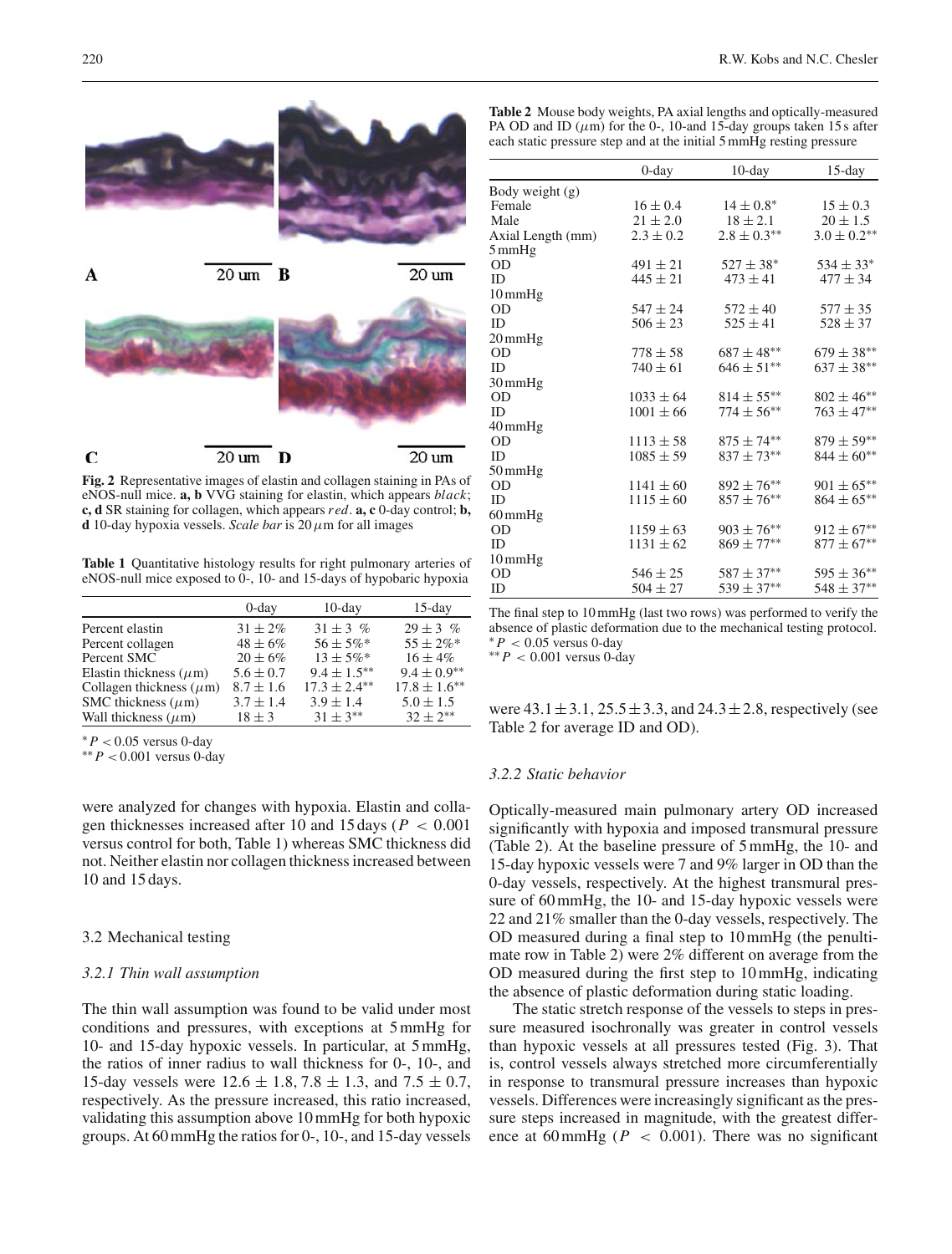**Fig. 2** Representative images of elastin and collagen staining in PAs of eNOS-null mice. **a, b** VVG staining for elastin, which appears *black*; **c, d** SR staining for collagen, which appears *red*. **a, c** 0-day control; **b, d** 10-day hypoxia vessels. *Scale bar* is 20 $\mu$m for all images

**Table 1** Quantitative histology results for right pulmonary arteries of eNOS-null mice exposed to 0-, 10- and 15-days of hypobaric hypoxia

| | 0-day | 10-day | 15-day |
|---|---|---|---|
| Percent elastin | $31 \pm 2\%$ | $31 \pm 3\ \%$ | $29 \pm 3\ \%$ |
| Percent collagen | $48 \pm 6\%$ | $56 \pm 5\%^{*}$ | $55 \pm 2\%^{*}$ |
| Percent SMC | $20 \pm 6\%$ | $13 \pm 5\%^{*}$ | $16 \pm 4\%$ |
| Elastin thickness ($\mu$m) | $5.6 \pm 0.7$ | $9.4 \pm 1.5^{**}$ | $9.4 \pm 0.9^{**}$ |
| Collagen thickness ($\mu$m) | $8.7 \pm 1.6$ | $17.3 \pm 2.4^{**}$ | $17.8 \pm 1.6^{**}$ |
| SMC thickness ($\mu$m) | $3.7 \pm 1.4$ | $3.9 \pm 1.4$ | $5.0 \pm 1.5$ |
| Wall thickness ($\mu$m) | $18 \pm 3$ | $31 \pm 3^{**}$ | $32 \pm 2^{**}$ |

$^{*}P < 0.05$ versus 0-day
$^{**}P < 0.001$ versus 0-day

were analyzed for changes with hypoxia. Elastin and collagen thicknesses increased after 10 and 15 days ($P < 0.001$ versus control for both, Table 1) whereas SMC thickness did not. Neither elastin nor collagen thickness increased between 10 and 15 days.

## 3.2 Mechanical testing

### *3.2.1 Thin wall assumption*

The thin wall assumption was found to be valid under most conditions and pressures, with exceptions at 5 mmHg for 10- and 15-day hypoxic vessels. In particular, at 5 mmHg, the ratios of inner radius to wall thickness for 0-, 10-, and 15-day vessels were $12.6 \pm 1.8$, $7.8 \pm 1.3$, and $7.5 \pm 0.7$, respectively. As the pressure increased, this ratio increased, validating this assumption above 10 mmHg for both hypoxic groups. At 60 mmHg the ratios for 0-, 10-, and 15-day vessels were $43.1 \pm 3.1$, $25.5 \pm 3.3$, and $24.3 \pm 2.8$, respectively (see Table 2 for average ID and OD).

**Table 2** Mouse body weights, PA axial lengths and optically-measured PA OD and ID ($\mu$m) for the 0-, 10-and 15-day groups taken 15 s after each static pressure step and at the initial 5 mmHg resting pressure

| | 0-day | 10-day | 15-day |
|---|---|---|---|
| Body weight (g) | | | |
| Female | $16 \pm 0.4$ | $14 \pm 0.8^{*}$ | $15 \pm 0.3$ |
| Male | $21 \pm 2.0$ | $18 \pm 2.1$ | $20 \pm 1.5$ |
| Axial Length (mm) | $2.3 \pm 0.2$ | $2.8 \pm 0.3^{**}$ | $3.0 \pm 0.2^{**}$ |
| 5 mmHg | | | |
| OD | $491 \pm 21$ | $527 \pm 38^{*}$ | $534 \pm 33^{*}$ |
| ID | $445 \pm 21$ | $473 \pm 41$ | $477 \pm 34$ |
| 10 mmHg | | | |
| OD | $547 \pm 24$ | $572 \pm 40$ | $577 \pm 35$ |
| ID | $506 \pm 23$ | $525 \pm 41$ | $528 \pm 37$ |
| 20 mmHg | | | |
| OD | $778 \pm 58$ | $687 \pm 48^{**}$ | $679 \pm 38^{**}$ |
| ID | $740 \pm 61$ | $646 \pm 51^{**}$ | $637 \pm 38^{**}$ |
| 30 mmHg | | | |
| OD | $1033 \pm 64$ | $814 \pm 55^{**}$ | $802 \pm 46^{**}$ |
| ID | $1001 \pm 66$ | $774 \pm 56^{**}$ | $763 \pm 47^{**}$ |
| 40 mmHg | | | |
| OD | $1113 \pm 58$ | $875 \pm 74^{**}$ | $879 \pm 59^{**}$ |
| ID | $1085 \pm 59$ | $837 \pm 73^{**}$ | $844 \pm 60^{**}$ |
| 50 mmHg | | | |
| OD | $1141 \pm 60$ | $892 \pm 76^{**}$ | $901 \pm 65^{**}$ |
| ID | $1115 \pm 60$ | $857 \pm 76^{**}$ | $864 \pm 65^{**}$ |
| 60 mmHg | | | |
| OD | $1159 \pm 63$ | $903 \pm 76^{**}$ | $912 \pm 67^{**}$ |
| ID | $1131 \pm 62$ | $869 \pm 77^{**}$ | $877 \pm 67^{**}$ |
| 10 mmHg | | | |
| OD | $546 \pm 25$ | $587 \pm 37^{**}$ | $595 \pm 36^{**}$ |
| ID | $504 \pm 27$ | $539 \pm 37^{**}$ | $548 \pm 37^{**}$ |

The final step to 10 mmHg (last two rows) was performed to verify the absence of plastic deformation due to the mechanical testing protocol.
$^{*}P < 0.05$ versus 0-day
$^{**}P < 0.001$ versus 0-day

### *3.2.2 Static behavior*

Optically-measured main pulmonary artery OD increased significantly with hypoxia and imposed transmural pressure (Table 2). At the baseline pressure of 5 mmHg, the 10- and 15-day hypoxic vessels were 7 and 9% larger in OD than the 0-day vessels, respectively. At the highest transmural pressure of 60 mmHg, the 10- and 15-day hypoxic vessels were 22 and 21% smaller than the 0-day vessels, respectively. The OD measured during a final step to 10 mmHg (the penultimate row in Table 2) were 2% different on average from the OD measured during the first step to 10 mmHg, indicating the absence of plastic deformation during static loading.

The static stretch response of the vessels to steps in pressure measured isochronally was greater in control vessels than hypoxic vessels at all pressures tested (Fig. 3). That is, control vessels always stretched more circumferentially in response to transmural pressure increases than hypoxic vessels. Differences were increasingly significant as the pressure steps increased in magnitude, with the greatest difference at 60 mmHg ($P < 0.001$). There was no significant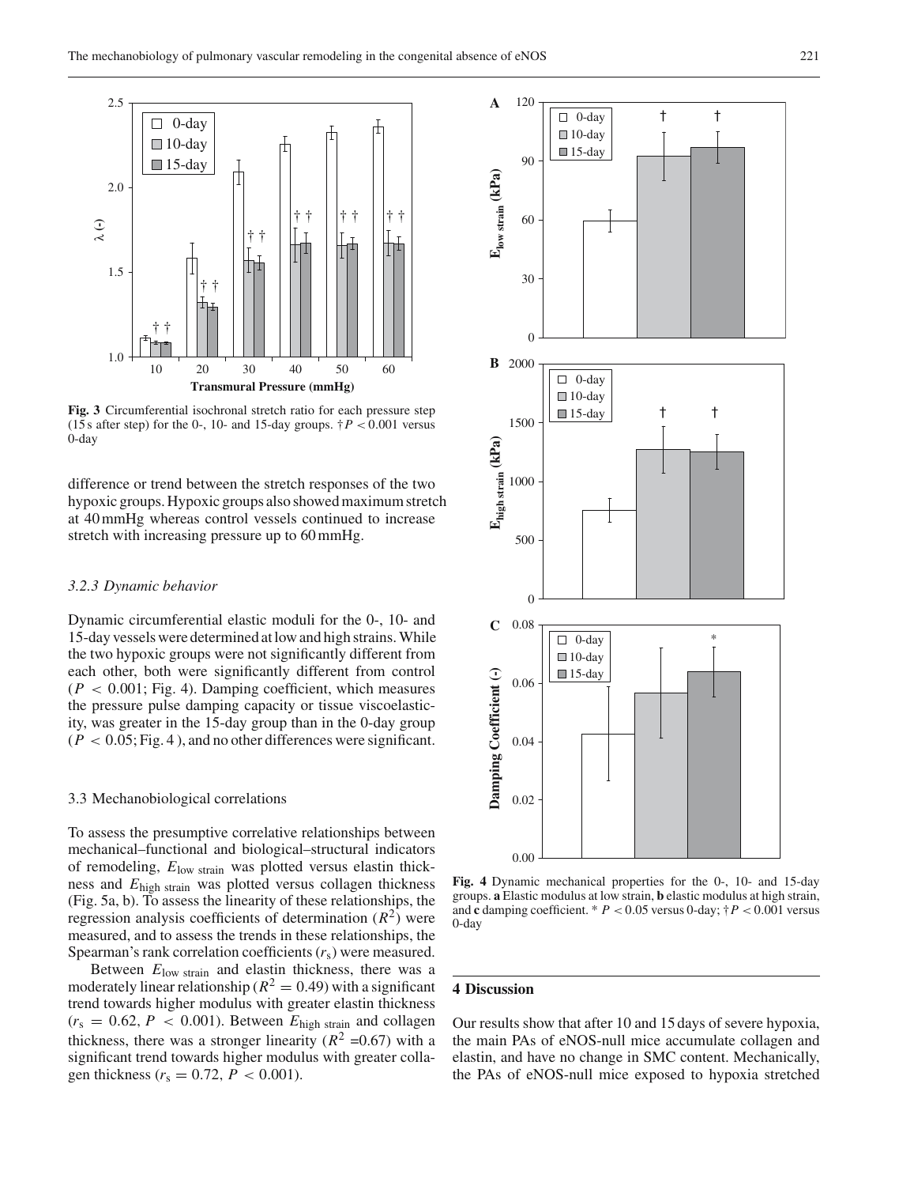**Fig. 3** Circumferential isochronal stretch ratio for each pressure step (15 s after step) for the 0-, 10- and 15-day groups. † $P < 0.001$ versus 0-day

difference or trend between the stretch responses of the two hypoxic groups. Hypoxic groups also showed maximum stretch at 40 mmHg whereas control vessels continued to increase stretch with increasing pressure up to 60 mmHg.

### *3.2.3 Dynamic behavior*

Dynamic circumferential elastic moduli for the 0-, 10- and 15-day vessels were determined at low and high strains. While the two hypoxic groups were not significantly different from each other, both were significantly different from control ($P < 0.001$; Fig. 4). Damping coefficient, which measures the pressure pulse damping capacity or tissue viscoelasticity, was greater in the 15-day group than in the 0-day group ($P < 0.05$; Fig. 4), and no other differences were significant.

### 3.3 Mechanobiological correlations

To assess the presumptive correlative relationships between mechanical–functional and biological–structural indicators of remodeling, $E_{\text{low strain}}$ was plotted versus elastin thickness and $E_{\text{high strain}}$ was plotted versus collagen thickness (Fig. 5a, b). To assess the linearity of these relationships, the regression analysis coefficients of determination ($R^2$) were measured, and to assess the trends in these relationships, the Spearman's rank correlation coefficients ($r_s$) were measured.

Between $E_{\text{low strain}}$ and elastin thickness, there was a moderately linear relationship ($R^2 = 0.49$) with a significant trend towards higher modulus with greater elastin thickness ($r_s = 0.62$, $P < 0.001$). Between $E_{\text{high strain}}$ and collagen thickness, there was a stronger linearity ($R^2 = 0.67$) with a significant trend towards higher modulus with greater collagen thickness ($r_s = 0.72$, $P < 0.001$).

**Fig. 4** Dynamic mechanical properties for the 0-, 10- and 15-day groups. **a** Elastic modulus at low strain, **b** elastic modulus at high strain, and **c** damping coefficient. * $P < 0.05$ versus 0-day; † $P < 0.001$ versus 0-day

## 4 Discussion

Our results show that after 10 and 15 days of severe hypoxia, the main PAs of eNOS-null mice accumulate collagen and elastin, and have no change in SMC content. Mechanically, the PAs of eNOS-null mice exposed to hypoxia stretched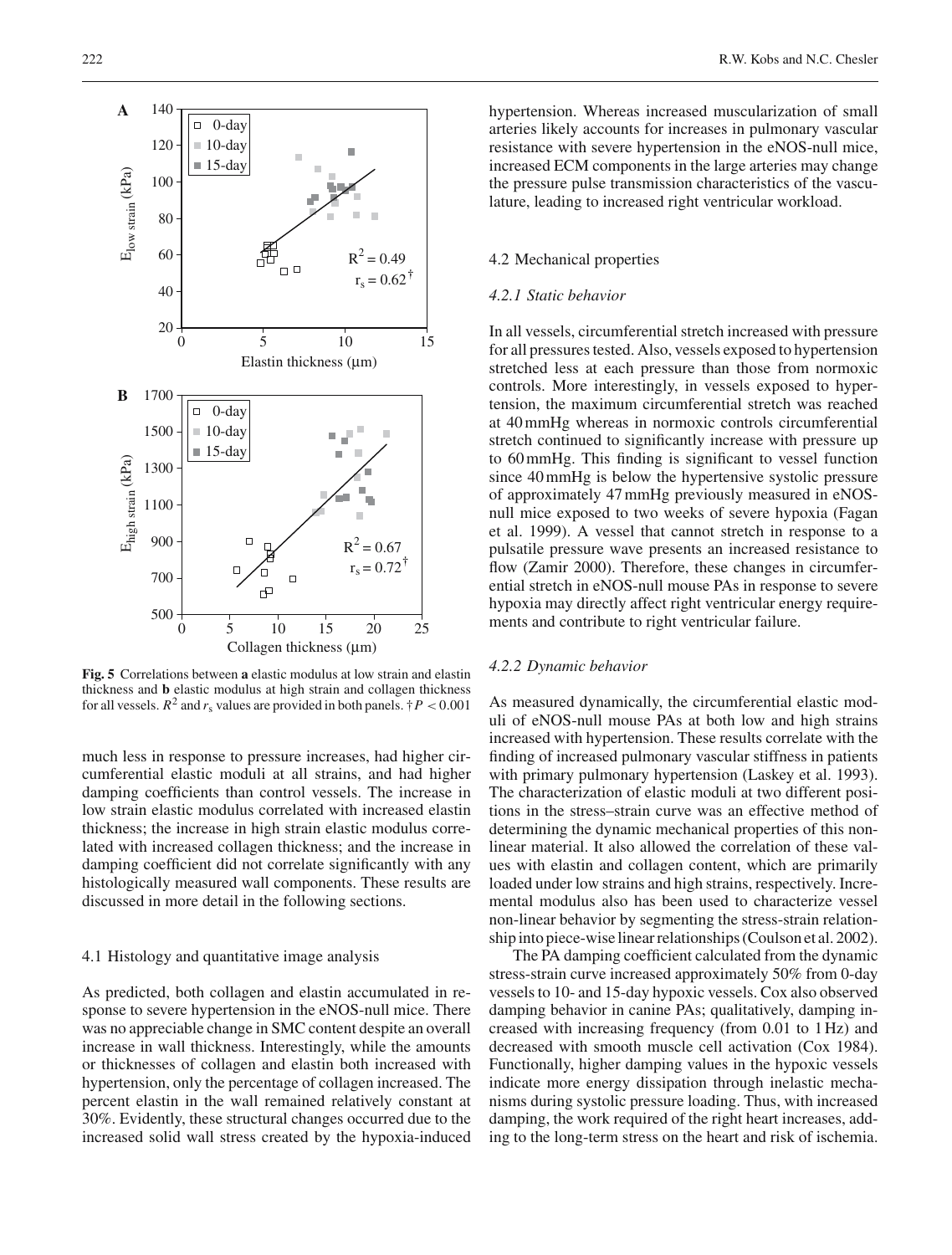**Fig. 5** Correlations between **a** elastic modulus at low strain and elastin thickness and **b** elastic modulus at high strain and collagen thickness for all vessels. $R^2$ and $r_s$ values are provided in both panels. †$P < 0.001$

much less in response to pressure increases, had higher circumferential elastic moduli at all strains, and had higher damping coefficients than control vessels. The increase in low strain elastic modulus correlated with increased elastin thickness; the increase in high strain elastic modulus correlated with increased collagen thickness; and the increase in damping coefficient did not correlate significantly with any histologically measured wall components. These results are discussed in more detail in the following sections.

### 4.1 Histology and quantitative image analysis

As predicted, both collagen and elastin accumulated in response to severe hypertension in the eNOS-null mice. There was no appreciable change in SMC content despite an overall increase in wall thickness. Interestingly, while the amounts or thicknesses of collagen and elastin both increased with hypertension, only the percentage of collagen increased. The percent elastin in the wall remained relatively constant at 30%. Evidently, these structural changes occurred due to the increased solid wall stress created by the hypoxia-induced hypertension. Whereas increased muscularization of small arteries likely accounts for increases in pulmonary vascular resistance with severe hypertension in the eNOS-null mice, increased ECM components in the large arteries may change the pressure pulse transmission characteristics of the vasculature, leading to increased right ventricular workload.

### 4.2 Mechanical properties

#### *4.2.1 Static behavior*

In all vessels, circumferential stretch increased with pressure for all pressures tested. Also, vessels exposed to hypertension stretched less at each pressure than those from normoxic controls. More interestingly, in vessels exposed to hypertension, the maximum circumferential stretch was reached at 40 mmHg whereas in normoxic controls circumferential stretch continued to significantly increase with pressure up to 60 mmHg. This finding is significant to vessel function since 40 mmHg is below the hypertensive systolic pressure of approximately 47 mmHg previously measured in eNOS-null mice exposed to two weeks of severe hypoxia (Fagan et al. 1999). A vessel that cannot stretch in response to a pulsatile pressure wave presents an increased resistance to flow (Zamir 2000). Therefore, these changes in circumferential stretch in eNOS-null mouse PAs in response to severe hypoxia may directly affect right ventricular energy requirements and contribute to right ventricular failure.

#### *4.2.2 Dynamic behavior*

As measured dynamically, the circumferential elastic moduli of eNOS-null mouse PAs at both low and high strains increased with hypertension. These results correlate with the finding of increased pulmonary vascular stiffness in patients with primary pulmonary hypertension (Laskey et al. 1993). The characterization of elastic moduli at two different positions in the stress–strain curve was an effective method of determining the dynamic mechanical properties of this nonlinear material. It also allowed the correlation of these values with elastin and collagen content, which are primarily loaded under low strains and high strains, respectively. Incremental modulus also has been used to characterize vessel non-linear behavior by segmenting the stress-strain relationship into piece-wise linear relationships (Coulson et al. 2002).

The PA damping coefficient calculated from the dynamic stress-strain curve increased approximately 50% from 0-day vessels to 10- and 15-day hypoxic vessels. Cox also observed damping behavior in canine PAs; qualitatively, damping increased with increasing frequency (from 0.01 to 1 Hz) and decreased with smooth muscle cell activation (Cox 1984). Functionally, higher damping values in the hypoxic vessels indicate more energy dissipation through inelastic mechanisms during systolic pressure loading. Thus, with increased damping, the work required of the right heart increases, adding to the long-term stress on the heart and risk of ischemia.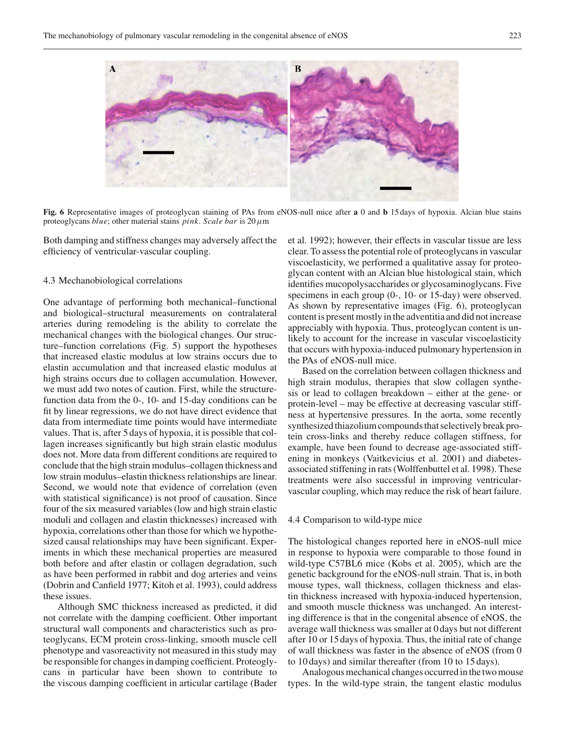**Fig. 6** Representative images of proteoglycan staining of PAs from eNOS-null mice after **a** 0 and **b** 15 days of hypoxia. Alcian blue stains proteoglycans *blue*; other material stains *pink*. *Scale bar* is 20 $\mu$m

Both damping and stiffness changes may adversely affect the efficiency of ventricular-vascular coupling.

### 4.3 Mechanobiological correlations

One advantage of performing both mechanical–functional and biological–structural measurements on contralateral arteries during remodeling is the ability to correlate the mechanical changes with the biological changes. Our structure–function correlations (Fig. 5) support the hypotheses that increased elastic modulus at low strains occurs due to elastin accumulation and that increased elastic modulus at high strains occurs due to collagen accumulation. However, we must add two notes of caution. First, while the structure-function data from the 0-, 10- and 15-day conditions can be fit by linear regressions, we do not have direct evidence that data from intermediate time points would have intermediate values. That is, after 5 days of hypoxia, it is possible that collagen increases significantly but high strain elastic modulus does not. More data from different conditions are required to conclude that the high strain modulus–collagen thickness and low strain modulus–elastin thickness relationships are linear. Second, we would note that evidence of correlation (even with statistical significance) is not proof of causation. Since four of the six measured variables (low and high strain elastic moduli and collagen and elastin thicknesses) increased with hypoxia, correlations other than those for which we hypothesized causal relationships may have been significant. Experiments in which these mechanical properties are measured both before and after elastin or collagen degradation, such as have been performed in rabbit and dog arteries and veins (Dobrin and Canfield 1977; Kitoh et al. 1993), could address these issues.

Although SMC thickness increased as predicted, it did not correlate with the damping coefficient. Other important structural wall components and characteristics such as proteoglycans, ECM protein cross-linking, smooth muscle cell phenotype and vasoreactivity not measured in this study may be responsible for changes in damping coefficient. Proteoglycans in particular have been shown to contribute to the viscous damping coefficient in articular cartilage (Bader et al. 1992); however, their effects in vascular tissue are less clear. To assess the potential role of proteoglycans in vascular viscoelasticity, we performed a qualitative assay for proteoglycan content with an Alcian blue histological stain, which identifies mucopolysaccharides or glycosaminoglycans. Five specimens in each group (0-, 10- or 15-day) were observed. As shown by representative images (Fig. 6), proteoglycan content is present mostly in the adventitia and did not increase appreciably with hypoxia. Thus, proteoglycan content is unlikely to account for the increase in vascular viscoelasticity that occurs with hypoxia-induced pulmonary hypertension in the PAs of eNOS-null mice.

Based on the correlation between collagen thickness and high strain modulus, therapies that slow collagen synthesis or lead to collagen breakdown – either at the gene- or protein-level – may be effective at decreasing vascular stiffness at hypertensive pressures. In the aorta, some recently synthesized thiazolium compounds that selectively break protein cross-links and thereby reduce collagen stiffness, for example, have been found to decrease age-associated stiffening in monkeys (Vaitkevicius et al. 2001) and diabetes-associated stiffening in rats (Wolffenbuttel et al. 1998). These treatments were also successful in improving ventricular-vascular coupling, which may reduce the risk of heart failure.

### 4.4 Comparison to wild-type mice

The histological changes reported here in eNOS-null mice in response to hypoxia were comparable to those found in wild-type C57BL6 mice (Kobs et al. 2005), which are the genetic background for the eNOS-null strain. That is, in both mouse types, wall thickness, collagen thickness and elastin thickness increased with hypoxia-induced hypertension, and smooth muscle thickness was unchanged. An interesting difference is that in the congenital absence of eNOS, the average wall thickness was smaller at 0 days but not different after 10 or 15 days of hypoxia. Thus, the initial rate of change of wall thickness was faster in the absence of eNOS (from 0 to 10 days) and similar thereafter (from 10 to 15 days).

Analogous mechanical changes occurred in the two mouse types. In the wild-type strain, the tangent elastic modulus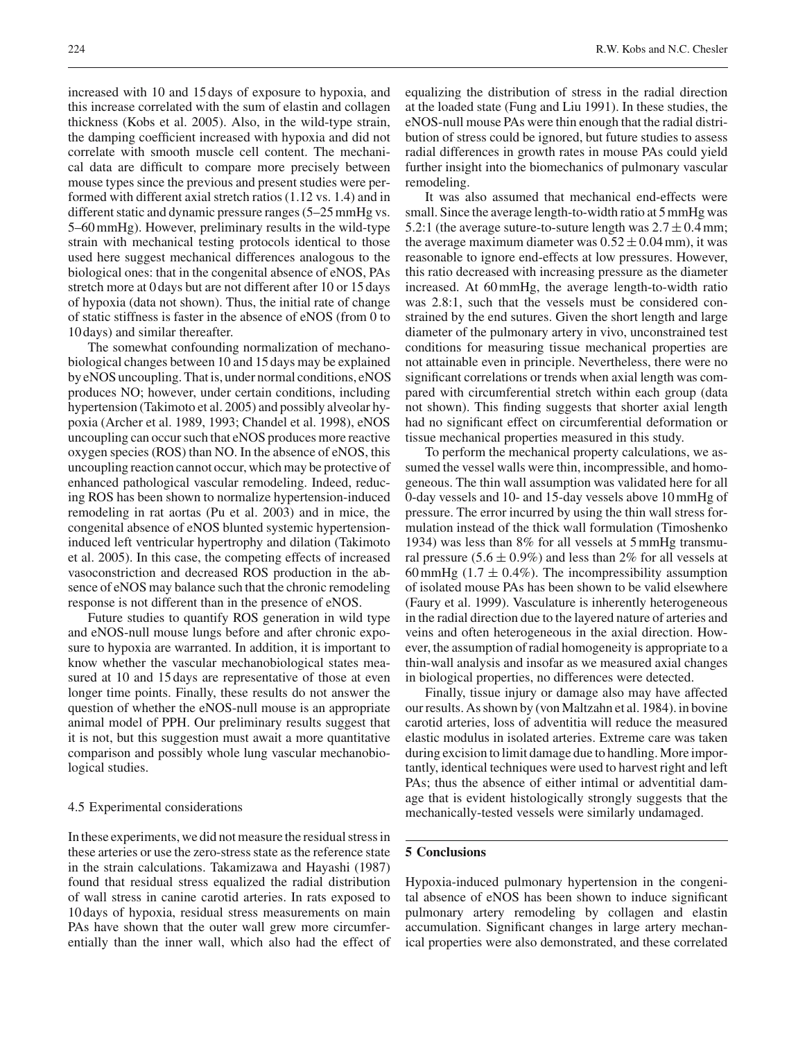increased with 10 and 15 days of exposure to hypoxia, and this increase correlated with the sum of elastin and collagen thickness (Kobs et al. 2005). Also, in the wild-type strain, the damping coefficient increased with hypoxia and did not correlate with smooth muscle cell content. The mechanical data are difficult to compare more precisely between mouse types since the previous and present studies were performed with different axial stretch ratios (1.12 vs. 1.4) and in different static and dynamic pressure ranges (5–25 mmHg vs. 5–60 mmHg). However, preliminary results in the wild-type strain with mechanical testing protocols identical to those used here suggest mechanical differences analogous to the biological ones: that in the congenital absence of eNOS, PAs stretch more at 0 days but are not different after 10 or 15 days of hypoxia (data not shown). Thus, the initial rate of change of static stiffness is faster in the absence of eNOS (from 0 to 10 days) and similar thereafter.

The somewhat confounding normalization of mechanobiological changes between 10 and 15 days may be explained by eNOS uncoupling. That is, under normal conditions, eNOS produces NO; however, under certain conditions, including hypertension (Takimoto et al. 2005) and possibly alveolar hypoxia (Archer et al. 1989, 1993; Chandel et al. 1998), eNOS uncoupling can occur such that eNOS produces more reactive oxygen species (ROS) than NO. In the absence of eNOS, this uncoupling reaction cannot occur, which may be protective of enhanced pathological vascular remodeling. Indeed, reducing ROS has been shown to normalize hypertension-induced remodeling in rat aortas (Pu et al. 2003) and in mice, the congenital absence of eNOS blunted systemic hypertension-induced left ventricular hypertrophy and dilation (Takimoto et al. 2005). In this case, the competing effects of increased vasoconstriction and decreased ROS production in the absence of eNOS may balance such that the chronic remodeling response is not different than in the presence of eNOS.

Future studies to quantify ROS generation in wild type and eNOS-null mouse lungs before and after chronic exposure to hypoxia are warranted. In addition, it is important to know whether the vascular mechanobiological states measured at 10 and 15 days are representative of those at even longer time points. Finally, these results do not answer the question of whether the eNOS-null mouse is an appropriate animal model of PPH. Our preliminary results suggest that it is not, but this suggestion must await a more quantitative comparison and possibly whole lung vascular mechanobiological studies.

### 4.5 Experimental considerations

In these experiments, we did not measure the residual stress in these arteries or use the zero-stress state as the reference state in the strain calculations. Takamizawa and Hayashi (1987) found that residual stress equalized the radial distribution of wall stress in canine carotid arteries. In rats exposed to 10 days of hypoxia, residual stress measurements on main PAs have shown that the outer wall grew more circumferentially than the inner wall, which also had the effect of equalizing the distribution of stress in the radial direction at the loaded state (Fung and Liu 1991). In these studies, the eNOS-null mouse PAs were thin enough that the radial distribution of stress could be ignored, but future studies to assess radial differences in growth rates in mouse PAs could yield further insight into the biomechanics of pulmonary vascular remodeling.

It was also assumed that mechanical end-effects were small. Since the average length-to-width ratio at 5 mmHg was 5.2:1 (the average suture-to-suture length was $2.7 \pm 0.4$ mm; the average maximum diameter was $0.52 \pm 0.04$ mm), it was reasonable to ignore end-effects at low pressures. However, this ratio decreased with increasing pressure as the diameter increased. At 60 mmHg, the average length-to-width ratio was 2.8:1, such that the vessels must be considered constrained by the end sutures. Given the short length and large diameter of the pulmonary artery in vivo, unconstrained test conditions for measuring tissue mechanical properties are not attainable even in principle. Nevertheless, there were no significant correlations or trends when axial length was compared with circumferential stretch within each group (data not shown). This finding suggests that shorter axial length had no significant effect on circumferential deformation or tissue mechanical properties measured in this study.

To perform the mechanical property calculations, we assumed the vessel walls were thin, incompressible, and homogeneous. The thin wall assumption was validated here for all 0-day vessels and 10- and 15-day vessels above 10 mmHg of pressure. The error incurred by using the thin wall stress formulation instead of the thick wall formulation (Timoshenko 1934) was less than 8% for all vessels at 5 mmHg transmural pressure ($5.6 \pm 0.9\%$) and less than 2% for all vessels at 60 mmHg ($1.7 \pm 0.4\%$). The incompressibility assumption of isolated mouse PAs has been shown to be valid elsewhere (Faury et al. 1999). Vasculature is inherently heterogeneous in the radial direction due to the layered nature of arteries and veins and often heterogeneous in the axial direction. However, the assumption of radial homogeneity is appropriate to a thin-wall analysis and insofar as we measured axial changes in biological properties, no differences were detected.

Finally, tissue injury or damage also may have affected our results. As shown by (von Maltzahn et al. 1984). in bovine carotid arteries, loss of adventitia will reduce the measured elastic modulus in isolated arteries. Extreme care was taken during excision to limit damage due to handling. More importantly, identical techniques were used to harvest right and left PAs; thus the absence of either intimal or adventitial damage that is evident histologically strongly suggests that the mechanically-tested vessels were similarly undamaged.

## 5 Conclusions

Hypoxia-induced pulmonary hypertension in the congenital absence of eNOS has been shown to induce significant pulmonary artery remodeling by collagen and elastin accumulation. Significant changes in large artery mechanical properties were also demonstrated, and these correlated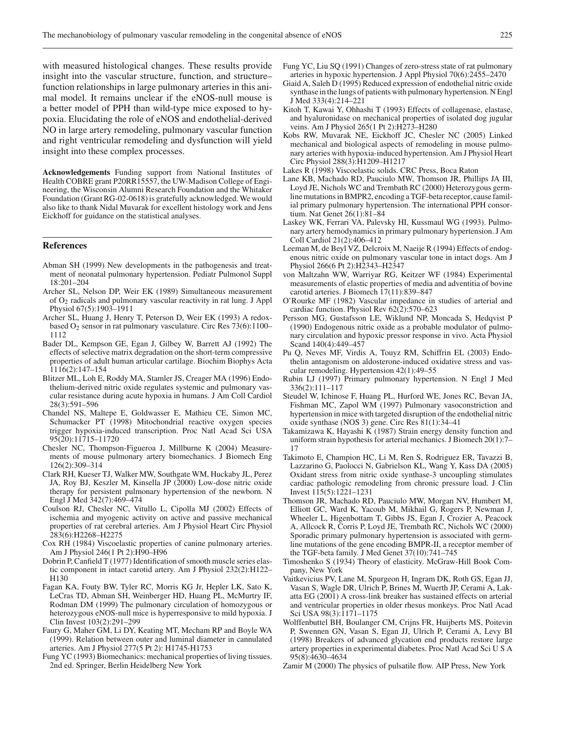with measured histological changes. These results provide insight into the vascular structure, function, and structure–function relationships in large pulmonary arteries in this animal model. It remains unclear if the eNOS-null mouse is a better model of PPH than wild-type mice exposed to hypoxia. Elucidating the role of eNOS and endothelial-derived NO in large artery remodeling, pulmonary vascular function and right ventricular remodeling and dysfunction will yield insight into these complex processes.

**Acknowledgements** Funding support from National Institutes of Health COBRE grant P20RR15557, the UW-Madison College of Engineering, the Wisconsin Alumni Research Foundation and the Whitaker Foundation (Grant RG-02-0618) is gratefully acknowledged. We would also like to thank Nidal Muvarak for excellent histology work and Jens Eickhoff for guidance on the statistical analyses.

## References

Abman SH (1999) New developments in the pathogenesis and treatment of neonatal pulmonary hypertension. Pediatr Pulmonol Suppl 18:201–204

Archer SL, Nelson DP, Weir EK (1989) Simultaneous measurement of $O_2$ radicals and pulmonary vascular reactivity in rat lung. J Appl Physiol 67(5):1903–1911

Archer SL, Huang J, Henry T, Peterson D, Weir EK (1993) A redox-based $O_2$ sensor in rat pulmonary vasculature. Circ Res 73(6):1100–1112

Bader DL, Kempson GE, Egan J, Gilbey W, Barrett AJ (1992) The effects of selective matrix degradation on the short-term compressive properties of adult human articular cartilage. Biochim Biophys Acta 1116(2):147–154

Blitzer ML, Loh E, Roddy MA, Stamler JS, Creager MA (1996) Endothelium-derived nitric oxide regulates systemic and pulmonary vascular resistance during acute hypoxia in humans. J Am Coll Cardiol 28(3):591–596

Chandel NS, Maltepe E, Goldwasser E, Mathieu CE, Simon MC, Schumacker PT (1998) Mitochondrial reactive oxygen species trigger hypoxia-induced transcription. Proc Natl Acad Sci USA 95(20):11715–11720

Chesler NC, Thompson-Figueroa J, Millburne K (2004) Measurements of mouse pulmonary artery biomechanics. J Biomech Eng 126(2):309–314

Clark RH, Kueser TJ, Walker MW, Southgate WM, Huckaby JL, Perez JA, Roy BJ, Keszler M, Kinsella JP (2000) Low-dose nitric oxide therapy for persistent pulmonary hypertension of the newborn. N Engl J Med 342(7):469–474

Coulson RJ, Chesler NC, Vitullo L, Cipolla MJ (2002) Effects of ischemia and myogenic activity on active and passive mechanical properties of rat cerebral arteries. Am J Physiol Heart Circ Physiol 283(6):H2268–H2275

Cox RH (1984) Viscoelastic properties of canine pulmonary arteries. Am J Physiol 246(1 Pt 2):H90–H96

Dobrin P, Canfield T (1977) Identification of smooth muscle series elastic component in intact carotid artery. Am J Physiol 232(2):H122–H130

Fagan KA, Fouty BW, Tyler RC, Morris KG Jr, Hepler LK, Sato K, LeCras TD, Abman SH, Weinberger HD, Huang PL, McMurtry IF, Rodman DM (1999) The pulmonary circulation of homozygous or heterozygous eNOS-null mice is hyperresponsive to mild hypoxia. J Clin Invest 103(2):291–299

Faury G, Maher GM, Li DY, Keating MT, Mecham RP and Boyle WA (1999). Relation between outer and luminal diameter in cannulated arteries. Am J Physiol 277(5 Pt 2): H1745-H1753

Fung YC (1993) Biomechanics: mechanical properties of living tissues. 2nd ed. Springer, Berlin Heidelberg New York

Fung YC, Liu SQ (1991) Changes of zero-stress state of rat pulmonary arteries in hypoxic hypertension. J Appl Physiol 70(6):2455–2470

Giaid A, Saleh D (1995) Reduced expression of endothelial nitric oxide synthase in the lungs of patients with pulmonary hypertension. N Engl J Med 333(4):214–221

Kitoh T, Kawai Y, Ohhashi T (1993) Effects of collagenase, elastase, and hyaluronidase on mechanical properties of isolated dog jugular veins. Am J Physiol 265(1 Pt 2):H273–H280

Kobs RW, Muvarak NE, Eickhoff JC, Chesler NC (2005) Linked mechanical and biological aspects of remodeling in mouse pulmonary arteries with hypoxia-induced hypertension. Am J Physiol Heart Circ Physiol 288(3):H1209–H1217

Lakes R (1998) Viscoelastic solids. CRC Press, Boca Raton

Lane KB, Machado RD, Pauciulo MW, Thomson JR, Phillips JA III, Loyd JE, Nichols WC and Trembath RC (2000) Heterozygous germline mutations in BMPR2, encoding a TGF-beta receptor, cause familial primary pulmonary hypertension. The international PPH consortium. Nat Genet 26(1):81–84

Laskey WK, Ferrari VA, Palevsky HI, Kussmaul WG (1993). Pulmonary artery hemodynamics in primary pulmonary hypertension. J Am Coll Cardiol 21(2):406–412

Leeman M, de Beyl VZ, Delcroix M, Naeije R (1994) Effects of endogenous nitric oxide on pulmonary vascular tone in intact dogs. Am J Physiol 266(6 Pt 2):H2343–H2347

von Maltzahn WW, Warriyar RG, Keitzer WF (1984) Experimental measurements of elastic properties of media and adventitia of bovine carotid arteries. J Biomech 17(11):839–847

O'Rourke MF (1982) Vascular impedance in studies of arterial and cardiac function. Physiol Rev 62(2):570–623

Persson MG, Gustafsson LE, Wiklund NP, Moncada S, Hedqvist P (1990) Endogenous nitric oxide as a probable modulator of pulmonary circulation and hypoxic pressor response in vivo. Acta Physiol Scand 140(4):449–457

Pu Q, Neves MF, Virdis A, Touyz RM, Schiffrin EL (2003) Endothelin antagonism on aldosterone-induced oxidative stress and vascular remodeling. Hypertension 42(1):49–55

Rubin LJ (1997) Primary pulmonary hypertension. N Engl J Med 336(2):111–117

Steudel W, Ichinose F, Huang PL, Hurford WE, Jones RC, Bevan JA, Fishman MC, Zapol WM (1997) Pulmonary vasoconstriction and hypertension in mice with targeted disruption of the endothelial nitric oxide synthase (NOS 3) gene. Circ Res 81(1):34–41

Takamizawa K, Hayashi K (1987) Strain energy density function and uniform strain hypothesis for arterial mechanics. J Biomech 20(1):7–17

Takimoto E, Champion HC, Li M, Ren S, Rodriguez ER, Tavazzi B, Lazzarino G, Paolocci N, Gabrielson KL, Wang Y, Kass DA (2005) Oxidant stress from nitric oxide synthase-3 uncoupling stimulates cardiac pathologic remodeling from chronic pressure load. J Clin Invest 115(5):1221–1231

Thomson JR, Machado RD, Pauciulo MW, Morgan NV, Humbert M, Elliott GC, Ward K, Yacoub M, Mikhail G, Rogers P, Newman J, Wheeler L, Higenbottam T, Gibbs JS, Egan J, Crozier A, Peacock A, Allcock R, Corris P, Loyd JE, Trembath RC, Nichols WC (2000) Sporadic primary pulmonary hypertension is associated with germline mutations of the gene encoding BMPR-II, a receptor member of the TGF-beta family. J Med Genet 37(10):741–745

Timoshenko S (1934) Theory of elasticity. McGraw-Hill Book Company, New York

Vaitkevicius PV, Lane M, Spurgeon H, Ingram DK, Roth GS, Egan JJ, Vasan S, Wagle DR, Ulrich P, Brines M, Wuerth JP, Cerami A, Lakatta EG (2001) A cross-link breaker has sustained effects on arterial and ventricular properties in older rhesus monkeys. Proc Natl Acad Sci USA 98(3):1171–1175

Wolffenbuttel BH, Boulanger CM, Crijns FR, Huijberts MS, Poitevin P, Swennen GN, Vasan S, Egan JJ, Ulrich P, Cerami A, Levy BI (1998) Breakers of advanced glycation end products restore large artery properties in experimental diabetes. Proc Natl Acad Sci U S A 95(8):4630–4634

Zamir M (2000) The physics of pulsatile flow. AIP Press, New York